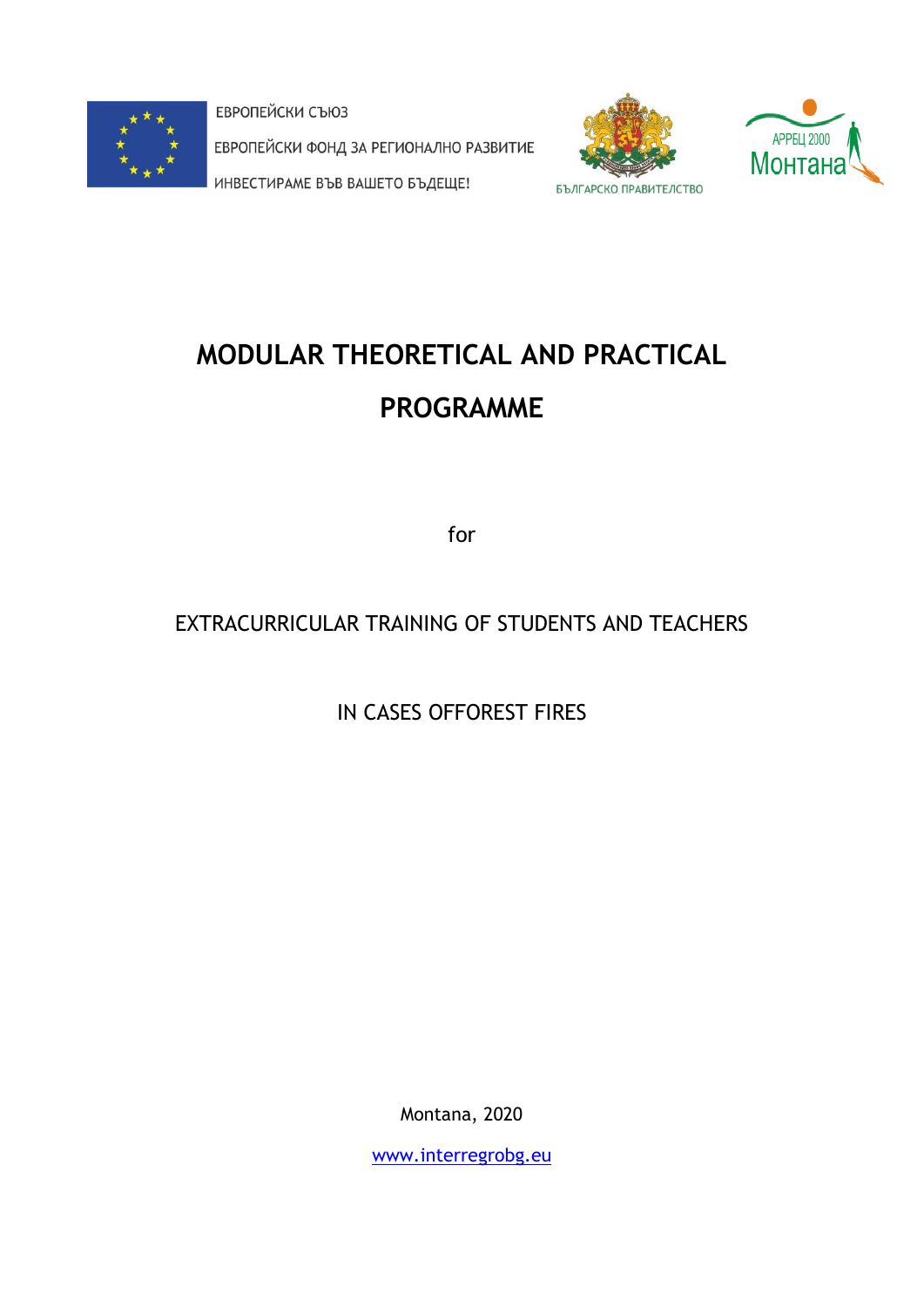ЕВРОПЕЙСКИ СЪЮЗ

ЕВРОПЕЙСКИ ФОНД ЗА РЕГИОНАЛНО РАЗВИТИЕ

ИНВЕСТИРАМЕ ВЪВ ВАШЕТО БЪДЕЩЕ!

БЪЛГАРСКО ПРАВИТЕЛСТВО

АРРЕЦ 2000 Монтана

# MODULAR THEORETICAL AND PRACTICAL PROGRAMME

for

EXTRACURRICULAR TRAINING OF STUDENTS AND TEACHERS

IN CASES OFFOREST FIRES

Montana, 2020

www.interregrobg.eu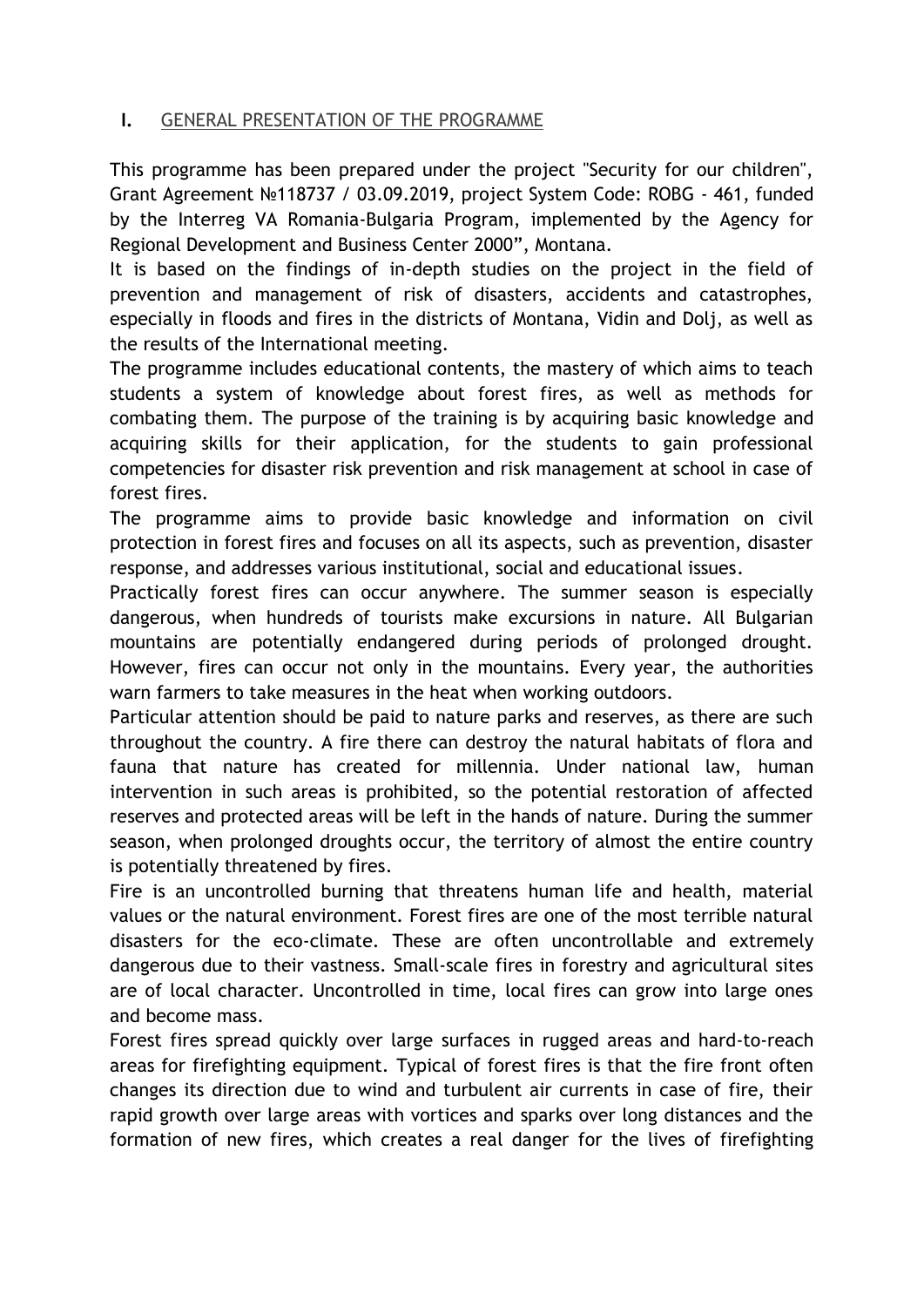## I. GENERAL PRESENTATION OF THE PROGRAMME

This programme has been prepared under the project "Security for our children", Grant Agreement №118737 / 03.09.2019, project System Code: ROBG - 461, funded by the Interreg VA Romania-Bulgaria Program, implemented by the Agency for Regional Development and Business Center 2000", Montana.

It is based on the findings of in-depth studies on the project in the field of prevention and management of risk of disasters, accidents and catastrophes, especially in floods and fires in the districts of Montana, Vidin and Dolj, as well as the results of the International meeting.

The programme includes educational contents, the mastery of which aims to teach students a system of knowledge about forest fires, as well as methods for combating them. The purpose of the training is by acquiring basic knowledge and acquiring skills for their application, for the students to gain professional competencies for disaster risk prevention and risk management at school in case of forest fires.

The programme aims to provide basic knowledge and information on civil protection in forest fires and focuses on all its aspects, such as prevention, disaster response, and addresses various institutional, social and educational issues.

Practically forest fires can occur anywhere. The summer season is especially dangerous, when hundreds of tourists make excursions in nature. All Bulgarian mountains are potentially endangered during periods of prolonged drought. However, fires can occur not only in the mountains. Every year, the authorities warn farmers to take measures in the heat when working outdoors.

Particular attention should be paid to nature parks and reserves, as there are such throughout the country. A fire there can destroy the natural habitats of flora and fauna that nature has created for millennia. Under national law, human intervention in such areas is prohibited, so the potential restoration of affected reserves and protected areas will be left in the hands of nature. During the summer season, when prolonged droughts occur, the territory of almost the entire country is potentially threatened by fires.

Fire is an uncontrolled burning that threatens human life and health, material values or the natural environment. Forest fires are one of the most terrible natural disasters for the eco-climate. These are often uncontrollable and extremely dangerous due to their vastness. Small-scale fires in forestry and agricultural sites are of local character. Uncontrolled in time, local fires can grow into large ones and become mass.

Forest fires spread quickly over large surfaces in rugged areas and hard-to-reach areas for firefighting equipment. Typical of forest fires is that the fire front often changes its direction due to wind and turbulent air currents in case of fire, their rapid growth over large areas with vortices and sparks over long distances and the formation of new fires, which creates a real danger for the lives of firefighting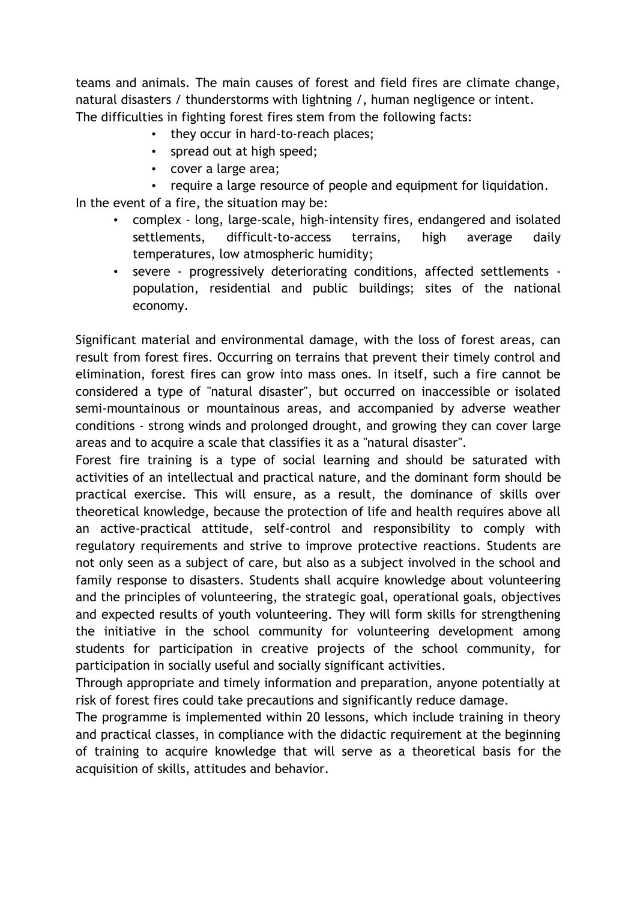teams and animals. The main causes of forest and field fires are climate change, natural disasters / thunderstorms with lightning /, human negligence or intent.
The difficulties in fighting forest fires stem from the following facts:

- they occur in hard-to-reach places;
- spread out at high speed;
- cover a large area;
- require a large resource of people and equipment for liquidation.

In the event of a fire, the situation may be:

- complex - long, large-scale, high-intensity fires, endangered and isolated settlements, difficult-to-access terrains, high average daily temperatures, low atmospheric humidity;
- severe - progressively deteriorating conditions, affected settlements - population, residential and public buildings; sites of the national economy.

Significant material and environmental damage, with the loss of forest areas, can result from forest fires. Occurring on terrains that prevent their timely control and elimination, forest fires can grow into mass ones. In itself, such a fire cannot be considered a type of "natural disaster", but occurred on inaccessible or isolated semi-mountainous or mountainous areas, and accompanied by adverse weather conditions - strong winds and prolonged drought, and growing they can cover large areas and to acquire a scale that classifies it as a "natural disaster".
Forest fire training is a type of social learning and should be saturated with activities of an intellectual and practical nature, and the dominant form should be practical exercise. This will ensure, as a result, the dominance of skills over theoretical knowledge, because the protection of life and health requires above all an active-practical attitude, self-control and responsibility to comply with regulatory requirements and strive to improve protective reactions. Students are not only seen as a subject of care, but also as a subject involved in the school and family response to disasters. Students shall acquire knowledge about volunteering and the principles of volunteering, the strategic goal, operational goals, objectives and expected results of youth volunteering. They will form skills for strengthening the initiative in the school community for volunteering development among students for participation in creative projects of the school community, for participation in socially useful and socially significant activities.
Through appropriate and timely information and preparation, anyone potentially at risk of forest fires could take precautions and significantly reduce damage.
The programme is implemented within 20 lessons, which include training in theory and practical classes, in compliance with the didactic requirement at the beginning of training to acquire knowledge that will serve as a theoretical basis for the acquisition of skills, attitudes and behavior.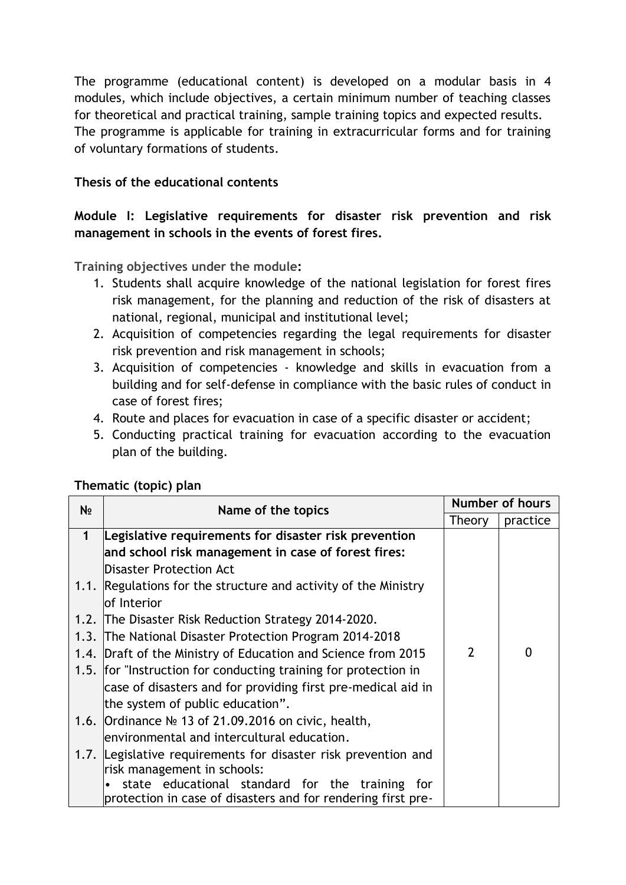The programme (educational content) is developed on a modular basis in 4 modules, which include objectives, a certain minimum number of teaching classes for theoretical and practical training, sample training topics and expected results.
The programme is applicable for training in extracurricular forms and for training of voluntary formations of students.

**Thesis of the educational contents**

**Module I: Legislative requirements for disaster risk prevention and risk management in schools in the events of forest fires.**

**Training objectives under the module:**

1. Students shall acquire knowledge of the national legislation for forest fires risk management, for the planning and reduction of the risk of disasters at national, regional, municipal and institutional level;
2. Acquisition of competencies regarding the legal requirements for disaster risk prevention and risk management in schools;
3. Acquisition of competencies - knowledge and skills in evacuation from a building and for self-defense in compliance with the basic rules of conduct in case of forest fires;
4. Route and places for evacuation in case of a specific disaster or accident;
5. Conducting practical training for evacuation according to the evacuation plan of the building.

**Thematic (topic) plan**

| № | Name of the topics | Number of hours | |
|---|---|---|---|
| | | Theory | practice |
| 1 | **Legislative requirements for disaster risk prevention and school risk management in case of forest fires:** Disaster Protection Act | 2 | 0 |
| 1.1. | Regulations for the structure and activity of the Ministry of Interior | | |
| 1.2. | The Disaster Risk Reduction Strategy 2014-2020. | | |
| 1.3. | The National Disaster Protection Program 2014-2018 | | |
| 1.4. | Draft of the Ministry of Education and Science from 2015 | | |
| 1.5. | for "Instruction for conducting training for protection in case of disasters and for providing first pre-medical aid in the system of public education". | | |
| 1.6. | Ordinance № 13 of 21.09.2016 on civic, health, environmental and intercultural education. | | |
| 1.7. | Legislative requirements for disaster risk prevention and risk management in schools: • state educational standard for the training for protection in case of disasters and for rendering first pre- | | |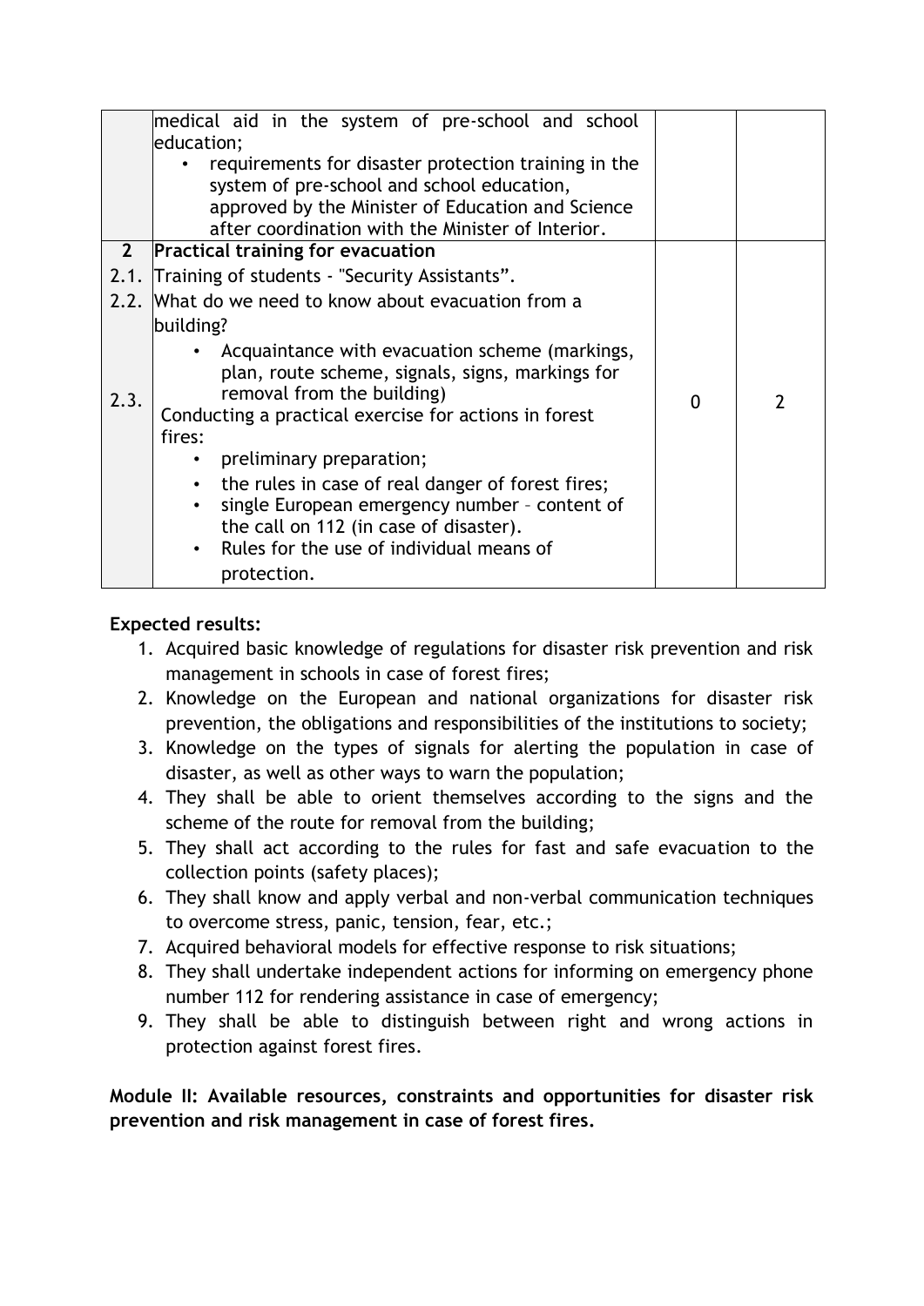| | | | |
|---|---|---|---|
| | medical aid in the system of pre-school and school education;<br>• requirements for disaster protection training in the system of pre-school and school education, approved by the Minister of Education and Science after coordination with the Minister of Interior. | | |
| **2** | **Practical training for evacuation** | | |
| 2.1. | Training of students - "Security Assistants". | | |
| 2.2. | What do we need to know about evacuation from a building?<br>• Acquaintance with evacuation scheme (markings, plan, route scheme, signals, signs, markings for removal from the building) | 0 | 2 |
| 2.3. | Conducting a practical exercise for actions in forest fires:<br>• preliminary preparation;<br>• the rules in case of real danger of forest fires;<br>• single European emergency number – content of the call on 112 (in case of disaster).<br>• Rules for the use of individual means of protection. | | |

**Expected results:**

1. Acquired basic knowledge of regulations for disaster risk prevention and risk management in schools in case of forest fires;
2. Knowledge on the European and national organizations for disaster risk prevention, the obligations and responsibilities of the institutions to society;
3. Knowledge on the types of signals for alerting the population in case of disaster, as well as other ways to warn the population;
4. They shall be able to orient themselves according to the signs and the scheme of the route for removal from the building;
5. They shall act according to the rules for fast and safe evacuation to the collection points (safety places);
6. They shall know and apply verbal and non-verbal communication techniques to overcome stress, panic, tension, fear, etc.;
7. Acquired behavioral models for effective response to risk situations;
8. They shall undertake independent actions for informing on emergency phone number 112 for rendering assistance in case of emergency;
9. They shall be able to distinguish between right and wrong actions in protection against forest fires.

**Module II: Available resources, constraints and opportunities for disaster risk prevention and risk management in case of forest fires.**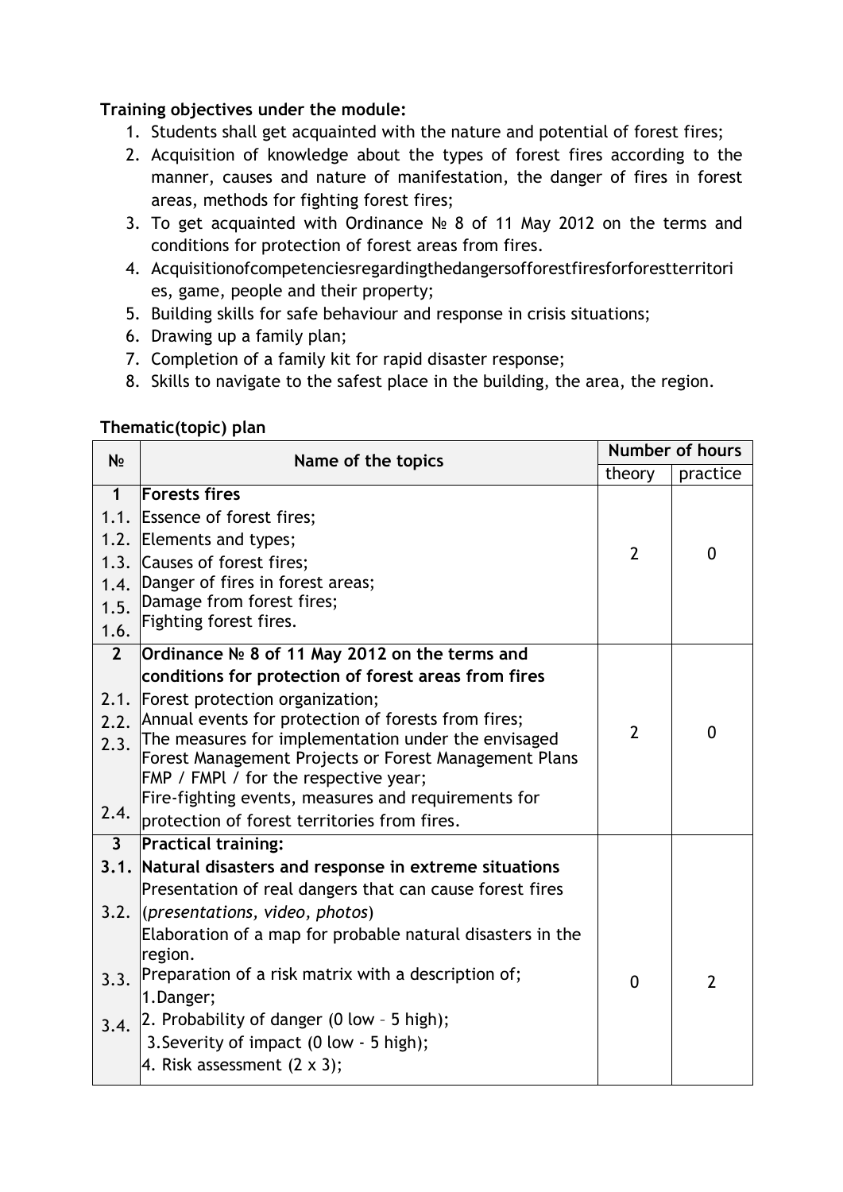**Training objectives under the module:**

1. Students shall get acquainted with the nature and potential of forest fires;
2. Acquisition of knowledge about the types of forest fires according to the manner, causes and nature of manifestation, the danger of fires in forest areas, methods for fighting forest fires;
3. To get acquainted with Ordinance № 8 of 11 May 2012 on the terms and conditions for protection of forest areas from fires.
4. Acquisitionofcompetenciesregardingthedangersofforestfiresforforestterritories, game, people and their property;
5. Building skills for safe behaviour and response in crisis situations;
6. Drawing up a family plan;
7. Completion of a family kit for rapid disaster response;
8. Skills to navigate to the safest place in the building, the area, the region.

**Thematic(topic) plan**

| № | Name of the topics | Number of hours | |
|---|---|---|---|
| | | theory | practice |
| **1** | **Forests fires** | 2 | 0 |
| 1.1. | Essence of forest fires; | | |
| 1.2. | Elements and types; | | |
| 1.3. | Causes of forest fires; | | |
| 1.4. | Danger of fires in forest areas; | | |
| 1.5. | Damage from forest fires; | | |
| 1.6. | Fighting forest fires. | | |
| **2** | **Ordinance № 8 of 11 May 2012 on the terms and conditions for protection of forest areas from fires** | 2 | 0 |
| 2.1. | Forest protection organization; | | |
| 2.2. | Annual events for protection of forests from fires; | | |
| 2.3. | The measures for implementation under the envisaged Forest Management Projects or Forest Management Plans FMP / FMPl / for the respective year; | | |
| 2.4. | Fire-fighting events, measures and requirements for protection of forest territories from fires. | | |
| **3** | **Practical training:** | 0 | 2 |
| **3.1.** | **Natural disasters and response in extreme situations** | | |
| 3.2. | Presentation of real dangers that can cause forest fires (*presentations, video, photos*) | | |
| 3.3. | Elaboration of a map for probable natural disasters in the region. | | |
| 3.4. | Preparation of a risk matrix with a description of; 1.Danger; 2. Probability of danger (0 low – 5 high); 3.Severity of impact (0 low - 5 high); 4. Risk assessment (2 x 3); | | |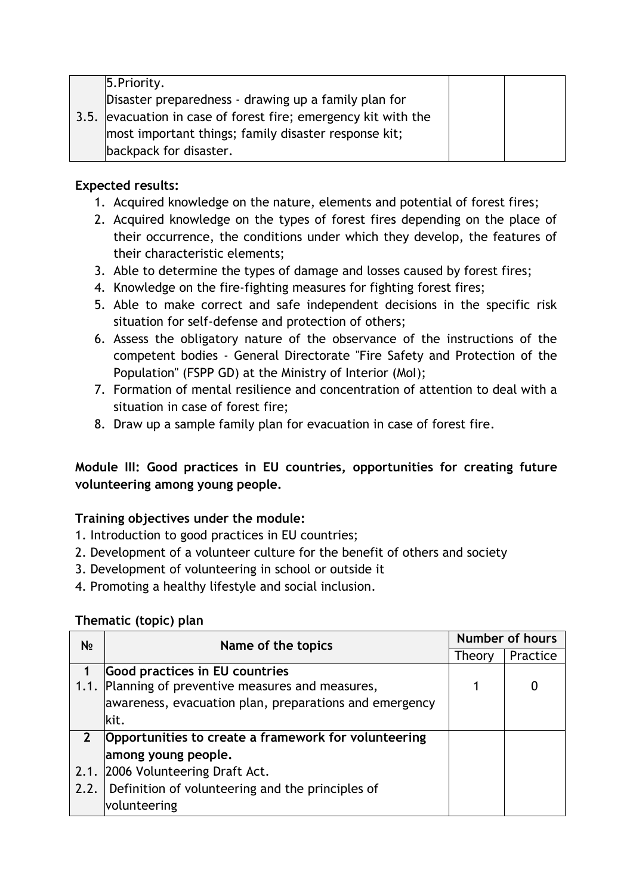|  |  |  |  |
|---|---|---|---|
|  | 5.Priority. |  |  |
| 3.5. | Disaster preparedness - drawing up a family plan for evacuation in case of forest fire; emergency kit with the most important things; family disaster response kit; backpack for disaster. |  |  |

**Expected results:**

1. Acquired knowledge on the nature, elements and potential of forest fires;
2. Acquired knowledge on the types of forest fires depending on the place of their occurrence, the conditions under which they develop, the features of their characteristic elements;
3. Able to determine the types of damage and losses caused by forest fires;
4. Knowledge on the fire-fighting measures for fighting forest fires;
5. Able to make correct and safe independent decisions in the specific risk situation for self-defense and protection of others;
6. Assess the obligatory nature of the observance of the instructions of the competent bodies - General Directorate "Fire Safety and Protection of the Population" (FSPP GD) at the Ministry of Interior (MoI);
7. Formation of mental resilience and concentration of attention to deal with a situation in case of forest fire;
8. Draw up a sample family plan for evacuation in case of forest fire.

**Module III: Good practices in EU countries, opportunities for creating future volunteering among young people.**

**Training objectives under the module:**

1. Introduction to good practices in EU countries;
2. Development of a volunteer culture for the benefit of others and society
3. Development of volunteering in school or outside it
4. Promoting a healthy lifestyle and social inclusion.

**Thematic (topic) plan**

| № | Name of the topics | Number of hours | |
|---|---|---|---|
| | | Theory | Practice |
| **1** | **Good practices in EU countries** | | |
| 1.1. | Planning of preventive measures and measures, awareness, evacuation plan, preparations and emergency kit. | 1 | 0 |
| **2** | **Opportunities to create a framework for volunteering among young people.** | | |
| 2.1. | 2006 Volunteering Draft Act. | | |
| 2.2. | Definition of volunteering and the principles of volunteering | | |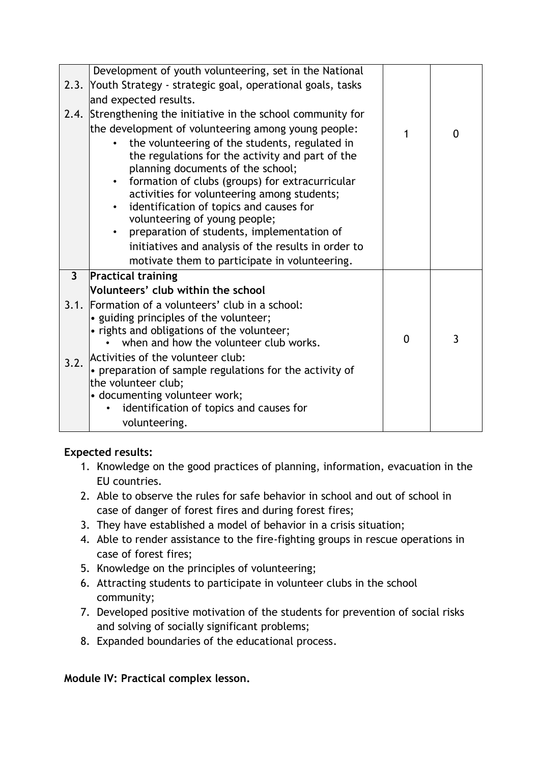| | | | |
|---|---|---|---|
| 2.3. | Development of youth volunteering, set in the National Youth Strategy - strategic goal, operational goals, tasks and expected results. | | |
| 2.4. | Strengthening the initiative in the school community for the development of volunteering among young people:<br>• the volunteering of the students, regulated in the regulations for the activity and part of the planning documents of the school;<br>• formation of clubs (groups) for extracurricular activities for volunteering among students;<br>• identification of topics and causes for volunteering of young people;<br>• preparation of students, implementation of initiatives and analysis of the results in order to motivate them to participate in volunteering. | 1 | 0 |
| **3** | **Practical training**<br>**Volunteers' club within the school** | | |
| 3.1. | Formation of a volunteers' club in a school:<br>• guiding principles of the volunteer;<br>• rights and obligations of the volunteer;<br>• when and how the volunteer club works. | 0 | 3 |
| 3.2. | Activities of the volunteer club:<br>• preparation of sample regulations for the activity of the volunteer club;<br>• documenting volunteer work;<br>• identification of topics and causes for volunteering. | | |

**Expected results:**

1. Knowledge on the good practices of planning, information, evacuation in the EU countries.
2. Able to observe the rules for safe behavior in school and out of school in case of danger of forest fires and during forest fires;
3. They have established a model of behavior in a crisis situation;
4. Able to render assistance to the fire-fighting groups in rescue operations in case of forest fires;
5. Knowledge on the principles of volunteering;
6. Attracting students to participate in volunteer clubs in the school community;
7. Developed positive motivation of the students for prevention of social risks and solving of socially significant problems;
8. Expanded boundaries of the educational process.

**Module IV: Practical complex lesson.**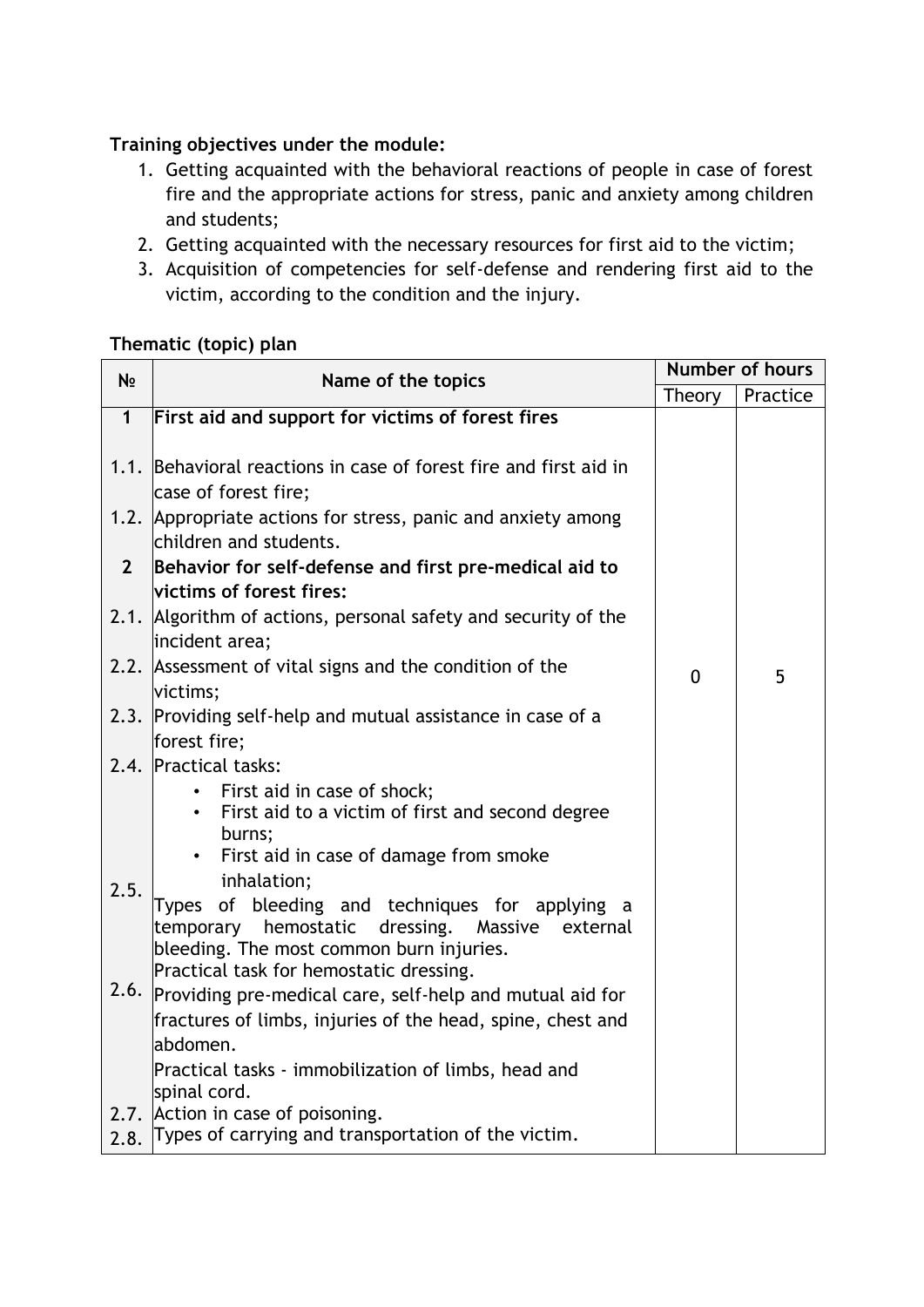**Training objectives under the module:**

1. Getting acquainted with the behavioral reactions of people in case of forest fire and the appropriate actions for stress, panic and anxiety among children and students;
2. Getting acquainted with the necessary resources for first aid to the victim;
3. Acquisition of competencies for self-defense and rendering first aid to the victim, according to the condition and the injury.

**Thematic (topic) plan**

| № | Name of the topics | Number of hours | |
|---|---|---|---|
| | | Theory | Practice |
| **1** | **First aid and support for victims of forest fires** | 0 | 5 |
| 1.1. | Behavioral reactions in case of forest fire and first aid in case of forest fire; | | |
| 1.2. | Appropriate actions for stress, panic and anxiety among children and students. | | |
| **2** | **Behavior for self-defense and first pre-medical aid to victims of forest fires:** | | |
| 2.1. | Algorithm of actions, personal safety and security of the incident area; | | |
| 2.2. | Assessment of vital signs and the condition of the victims; | | |
| 2.3. | Providing self-help and mutual assistance in case of a forest fire; | | |
| 2.4. | Practical tasks: <br>• First aid in case of shock; <br>• First aid to a victim of first and second degree burns; <br>• First aid in case of damage from smoke inhalation; | | |
| 2.5. | Types of bleeding and techniques for applying a temporary hemostatic dressing. Massive external bleeding. The most common burn injuries. Practical task for hemostatic dressing. | | |
| 2.6. | Providing pre-medical care, self-help and mutual aid for fractures of limbs, injuries of the head, spine, chest and abdomen. Practical tasks - immobilization of limbs, head and spinal cord. | | |
| 2.7. | Action in case of poisoning. | | |
| 2.8. | Types of carrying and transportation of the victim. | | |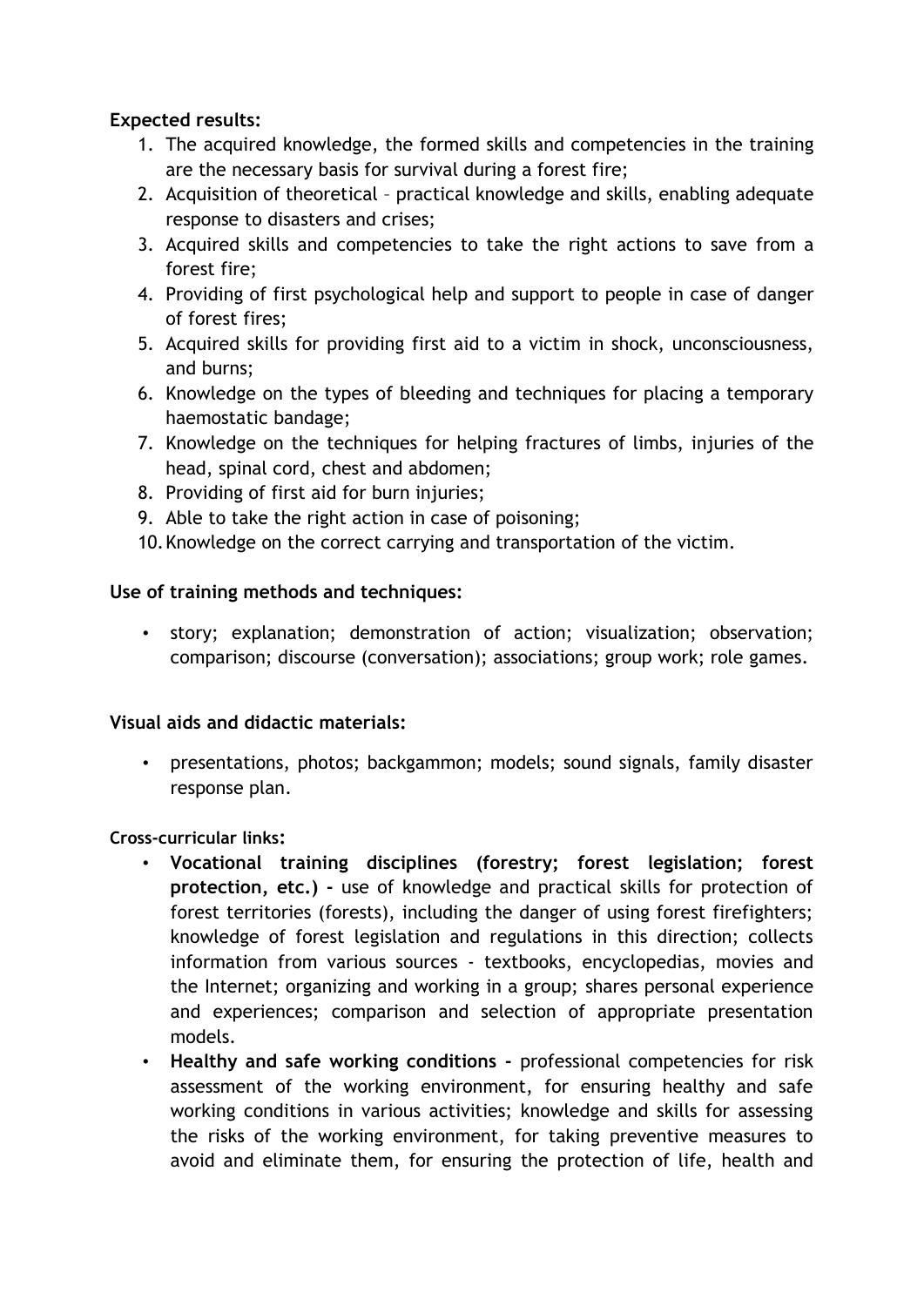**Expected results:**

1. The acquired knowledge, the formed skills and competencies in the training are the necessary basis for survival during a forest fire;
2. Acquisition of theoretical – practical knowledge and skills, enabling adequate response to disasters and crises;
3. Acquired skills and competencies to take the right actions to save from a forest fire;
4. Providing of first psychological help and support to people in case of danger of forest fires;
5. Acquired skills for providing first aid to a victim in shock, unconsciousness, and burns;
6. Knowledge on the types of bleeding and techniques for placing a temporary haemostatic bandage;
7. Knowledge on the techniques for helping fractures of limbs, injuries of the head, spinal cord, chest and abdomen;
8. Providing of first aid for burn injuries;
9. Able to take the right action in case of poisoning;
10. Knowledge on the correct carrying and transportation of the victim.

**Use of training methods and techniques:**

- story; explanation; demonstration of action; visualization; observation; comparison; discourse (conversation); associations; group work; role games.

**Visual aids and didactic materials:**

- presentations, photos; backgammon; models; sound signals, family disaster response plan.

**Cross-curricular links:**

- **Vocational training disciplines (forestry; forest legislation; forest protection, etc.) -** use of knowledge and practical skills for protection of forest territories (forests), including the danger of using forest firefighters; knowledge of forest legislation and regulations in this direction; collects information from various sources - textbooks, encyclopedias, movies and the Internet; organizing and working in a group; shares personal experience and experiences; comparison and selection of appropriate presentation models.
- **Healthy and safe working conditions -** professional competencies for risk assessment of the working environment, for ensuring healthy and safe working conditions in various activities; knowledge and skills for assessing the risks of the working environment, for taking preventive measures to avoid and eliminate them, for ensuring the protection of life, health and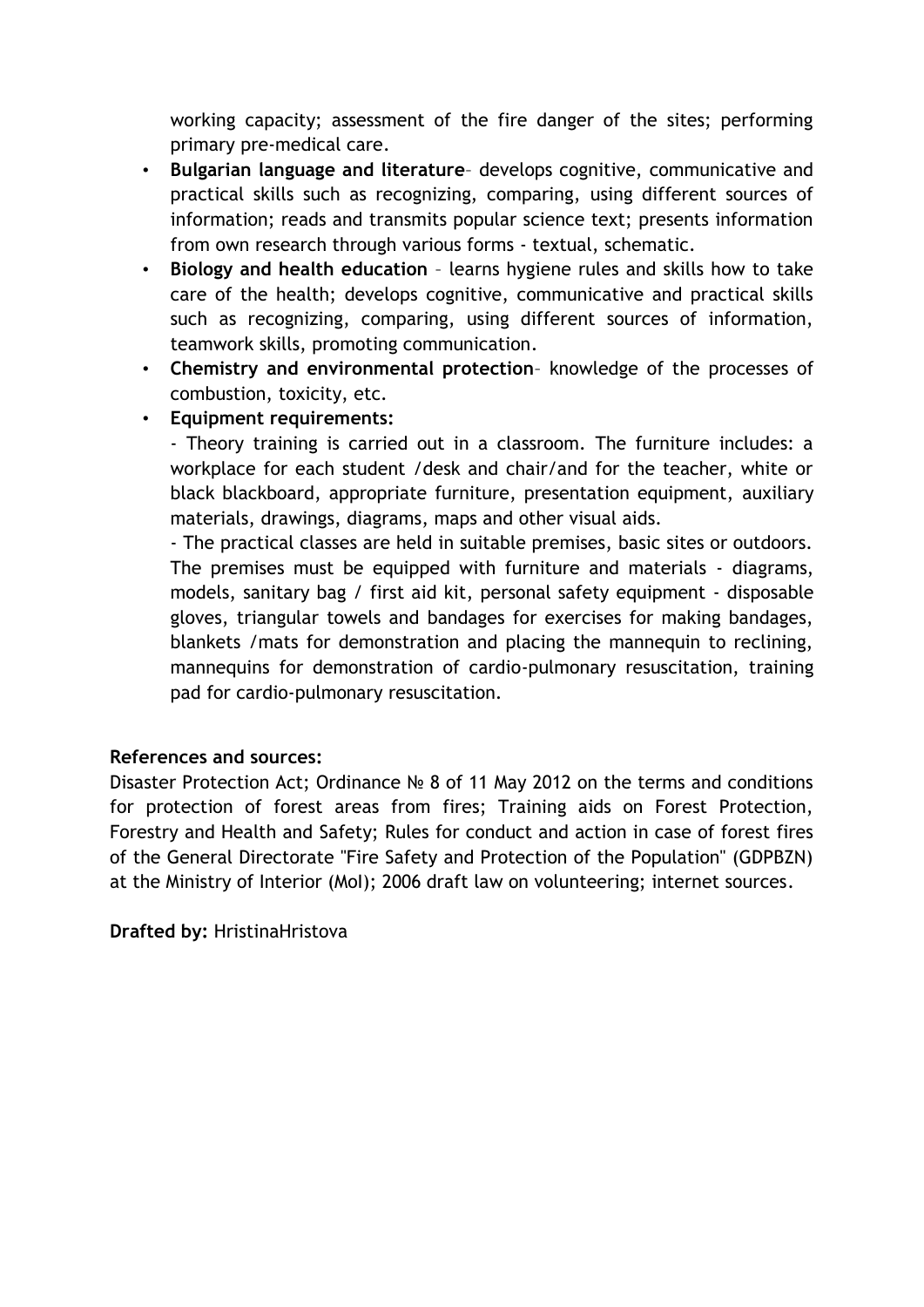working capacity; assessment of the fire danger of the sites; performing primary pre-medical care.

- **Bulgarian language and literature**– develops cognitive, communicative and practical skills such as recognizing, comparing, using different sources of information; reads and transmits popular science text; presents information from own research through various forms - textual, schematic.
- **Biology and health education** – learns hygiene rules and skills how to take care of the health; develops cognitive, communicative and practical skills such as recognizing, comparing, using different sources of information, teamwork skills, promoting communication.
- **Chemistry and environmental protection**– knowledge of the processes of combustion, toxicity, etc.
- **Equipment requirements:**

  - Theory training is carried out in a classroom. The furniture includes: a workplace for each student /desk and chair/and for the teacher, white or black blackboard, appropriate furniture, presentation equipment, auxiliary materials, drawings, diagrams, maps and other visual aids.

  - The practical classes are held in suitable premises, basic sites or outdoors. The premises must be equipped with furniture and materials - diagrams, models, sanitary bag / first aid kit, personal safety equipment - disposable gloves, triangular towels and bandages for exercises for making bandages, blankets /mats for demonstration and placing the mannequin to reclining, mannequins for demonstration of cardio-pulmonary resuscitation, training pad for cardio-pulmonary resuscitation.

**References and sources:**

Disaster Protection Act; Ordinance № 8 of 11 May 2012 on the terms and conditions for protection of forest areas from fires; Training aids on Forest Protection, Forestry and Health and Safety; Rules for conduct and action in case of forest fires of the General Directorate "Fire Safety and Protection of the Population" (GDPBZN) at the Ministry of Interior (MoI); 2006 draft law on volunteering; internet sources.

**Drafted by:** HristinaHristova